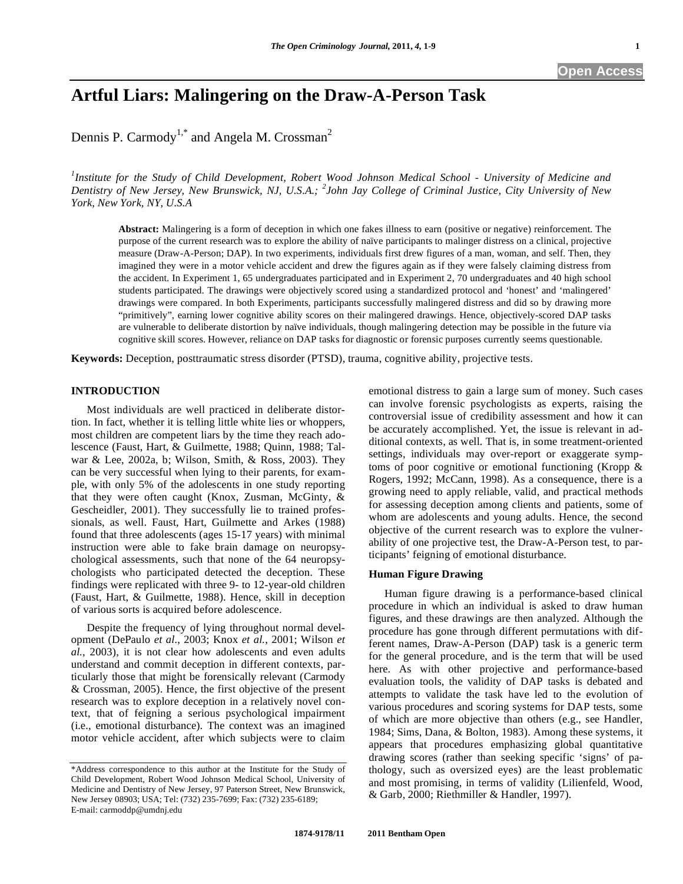# Artful Liars: Malingering on the Draw-A-Person Task

Dennis P. Carmody[1,*] and Angela M. Crossman[2]

*[1]Institute for the Study of Child Development, Robert Wood Johnson Medical School - University of Medicine and Dentistry of New Jersey, New Brunswick, NJ, U.S.A.; [2]John Jay College of Criminal Justice, City University of New York, New York, NY, U.S.A*

**Abstract:** Malingering is a form of deception in which one fakes illness to earn (positive or negative) reinforcement. The purpose of the current research was to explore the ability of naïve participants to malinger distress on a clinical, projective measure (Draw-A-Person; DAP). In two experiments, individuals first drew figures of a man, woman, and self. Then, they imagined they were in a motor vehicle accident and drew the figures again as if they were falsely claiming distress from the accident. In Experiment 1, 65 undergraduates participated and in Experiment 2, 70 undergraduates and 40 high school students participated. The drawings were objectively scored using a standardized protocol and 'honest' and 'malingered' drawings were compared. In both Experiments, participants successfully malingered distress and did so by drawing more "primitively", earning lower cognitive ability scores on their malingered drawings. Hence, objectively-scored DAP tasks are vulnerable to deliberate distortion by naïve individuals, though malingering detection may be possible in the future via cognitive skill scores. However, reliance on DAP tasks for diagnostic or forensic purposes currently seems questionable.

**Keywords:** Deception, posttraumatic stress disorder (PTSD), trauma, cognitive ability, projective tests.

## INTRODUCTION

Most individuals are well practiced in deliberate distortion. In fact, whether it is telling little white lies or whoppers, most children are competent liars by the time they reach adolescence (Faust, Hart, & Guilmette, 1988; Quinn, 1988; Talwar & Lee, 2002a, b; Wilson, Smith, & Ross, 2003). They can be very successful when lying to their parents, for example, with only 5% of the adolescents in one study reporting that they were often caught (Knox, Zusman, McGinty, & Gescheidler, 2001). They successfully lie to trained professionals, as well. Faust, Hart, Guilmette and Arkes (1988) found that three adolescents (ages 15-17 years) with minimal instruction were able to fake brain damage on neuropsychological assessments, such that none of the 64 neuropsychologists who participated detected the deception. These findings were replicated with three 9- to 12-year-old children (Faust, Hart, & Guilmette, 1988). Hence, skill in deception of various sorts is acquired before adolescence.

Despite the frequency of lying throughout normal development (DePaulo *et al.*, 2003; Knox *et al.*, 2001; Wilson *et al.*, 2003), it is not clear how adolescents and even adults understand and commit deception in different contexts, particularly those that might be forensically relevant (Carmody & Crossman, 2005). Hence, the first objective of the present research was to explore deception in a relatively novel context, that of feigning a serious psychological impairment (i.e., emotional disturbance). The context was an imagined motor vehicle accident, after which subjects were to claim emotional distress to gain a large sum of money. Such cases can involve forensic psychologists as experts, raising the controversial issue of credibility assessment and how it can be accurately accomplished. Yet, the issue is relevant in additional contexts, as well. That is, in some treatment-oriented settings, individuals may over-report or exaggerate symptoms of poor cognitive or emotional functioning (Kropp & Rogers, 1992; McCann, 1998). As a consequence, there is a growing need to apply reliable, valid, and practical methods for assessing deception among clients and patients, some of whom are adolescents and young adults. Hence, the second objective of the current research was to explore the vulnerability of one projective test, the Draw-A-Person test, to participants' feigning of emotional disturbance.

### Human Figure Drawing

Human figure drawing is a performance-based clinical procedure in which an individual is asked to draw human figures, and these drawings are then analyzed. Although the procedure has gone through different permutations with different names, Draw-A-Person (DAP) task is a generic term for the general procedure, and is the term that will be used here. As with other projective and performance-based evaluation tools, the validity of DAP tasks is debated and attempts to validate the task have led to the evolution of various procedures and scoring systems for DAP tests, some of which are more objective than others (e.g., see Handler, 1984; Sims, Dana, & Bolton, 1983). Among these systems, it appears that procedures emphasizing global quantitative drawing scores (rather than seeking specific 'signs' of pathology, such as oversized eyes) are the least problematic and most promising, in terms of validity (Lilienfeld, Wood, & Garb, 2000; Riethmiller & Handler, 1997).

*Address correspondence to this author at the Institute for the Study of Child Development, Robert Wood Johnson Medical School, University of Medicine and Dentistry of New Jersey, 97 Paterson Street, New Brunswick, New Jersey 08903; USA; Tel: (732) 235-7699; Fax: (732) 235-6189; E-mail: carmoddp@umdnj.edu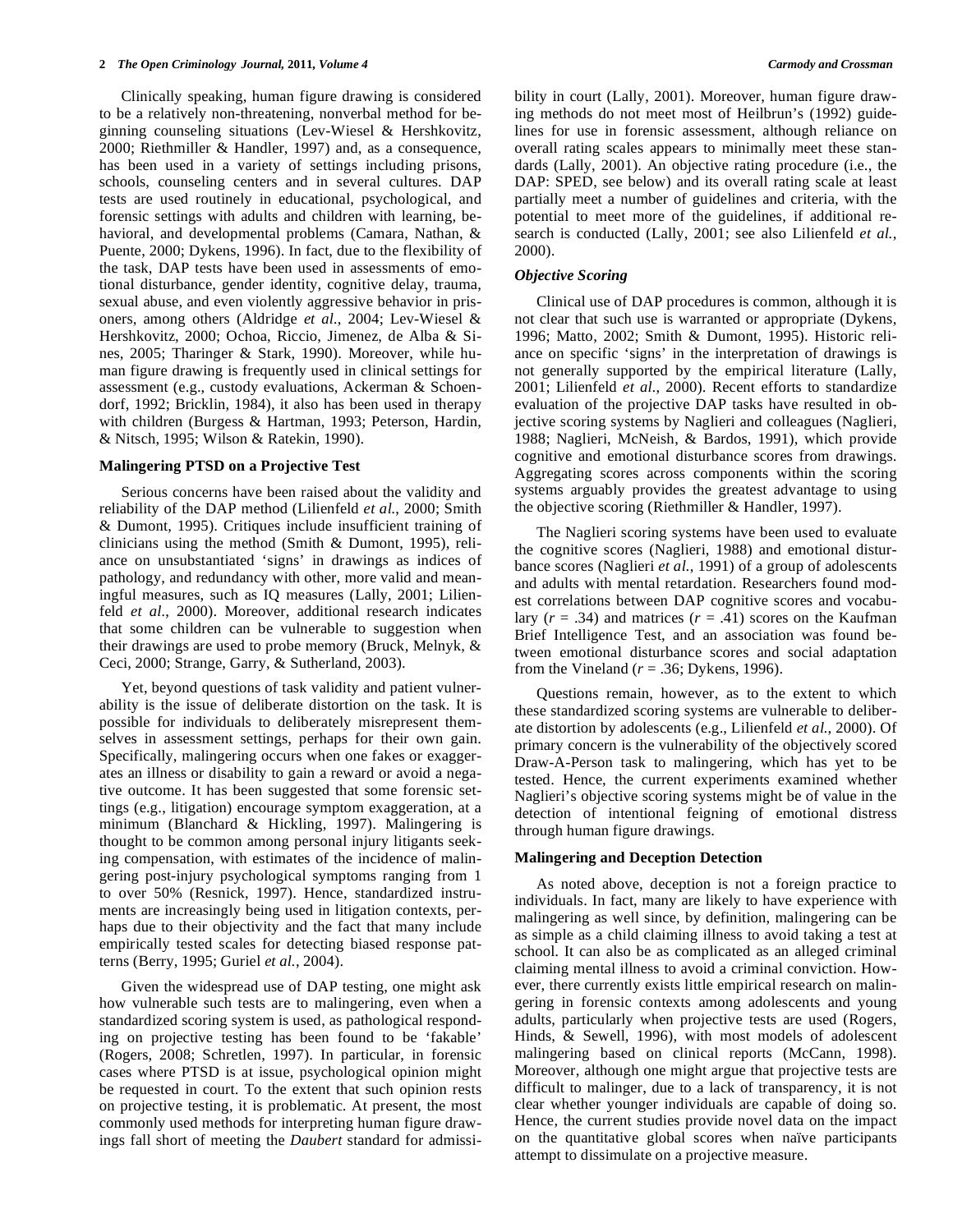Clinically speaking, human figure drawing is considered to be a relatively non-threatening, nonverbal method for beginning counseling situations (Lev-Wiesel & Hershkovitz, 2000; Riethmiller & Handler, 1997) and, as a consequence, has been used in a variety of settings including prisons, schools, counseling centers and in several cultures. DAP tests are used routinely in educational, psychological, and forensic settings with adults and children with learning, behavioral, and developmental problems (Camara, Nathan, & Puente, 2000; Dykens, 1996). In fact, due to the flexibility of the task, DAP tests have been used in assessments of emotional disturbance, gender identity, cognitive delay, trauma, sexual abuse, and even violently aggressive behavior in prisoners, among others (Aldridge *et al*., 2004; Lev-Wiesel & Hershkovitz, 2000; Ochoa, Riccio, Jimenez, de Alba & Sines, 2005; Tharinger & Stark, 1990). Moreover, while human figure drawing is frequently used in clinical settings for assessment (e.g., custody evaluations, Ackerman & Schoendorf, 1992; Bricklin, 1984), it also has been used in therapy with children (Burgess & Hartman, 1993; Peterson, Hardin, & Nitsch, 1995; Wilson & Ratekin, 1990).

### Malingering PTSD on a Projective Test

Serious concerns have been raised about the validity and reliability of the DAP method (Lilienfeld *et al.*, 2000; Smith & Dumont, 1995). Critiques include insufficient training of clinicians using the method (Smith & Dumont, 1995), reliance on unsubstantiated 'signs' in drawings as indices of pathology, and redundancy with other, more valid and meaningful measures, such as IQ measures (Lally, 2001; Lilienfeld *et al*., 2000). Moreover, additional research indicates that some children can be vulnerable to suggestion when their drawings are used to probe memory (Bruck, Melnyk, & Ceci, 2000; Strange, Garry, & Sutherland, 2003).

Yet, beyond questions of task validity and patient vulnerability is the issue of deliberate distortion on the task. It is possible for individuals to deliberately misrepresent themselves in assessment settings, perhaps for their own gain. Specifically, malingering occurs when one fakes or exaggerates an illness or disability to gain a reward or avoid a negative outcome. It has been suggested that some forensic settings (e.g., litigation) encourage symptom exaggeration, at a minimum (Blanchard & Hickling, 1997). Malingering is thought to be common among personal injury litigants seeking compensation, with estimates of the incidence of malingering post-injury psychological symptoms ranging from 1 to over 50% (Resnick, 1997). Hence, standardized instruments are increasingly being used in litigation contexts, perhaps due to their objectivity and the fact that many include empirically tested scales for detecting biased response patterns (Berry, 1995; Guriel *et al.*, 2004).

Given the widespread use of DAP testing, one might ask how vulnerable such tests are to malingering, even when a standardized scoring system is used, as pathological responding on projective testing has been found to be 'fakable' (Rogers, 2008; Schretlen, 1997). In particular, in forensic cases where PTSD is at issue, psychological opinion might be requested in court. To the extent that such opinion rests on projective testing, it is problematic. At present, the most commonly used methods for interpreting human figure drawings fall short of meeting the *Daubert* standard for admissibility in court (Lally, 2001). Moreover, human figure drawing methods do not meet most of Heilbrun's (1992) guidelines for use in forensic assessment, although reliance on overall rating scales appears to minimally meet these standards (Lally, 2001). An objective rating procedure (i.e., the DAP: SPED, see below) and its overall rating scale at least partially meet a number of guidelines and criteria, with the potential to meet more of the guidelines, if additional research is conducted (Lally, 2001; see also Lilienfeld *et al.*, 2000).

### *Objective Scoring*

Clinical use of DAP procedures is common, although it is not clear that such use is warranted or appropriate (Dykens, 1996; Matto, 2002; Smith & Dumont, 1995). Historic reliance on specific 'signs' in the interpretation of drawings is not generally supported by the empirical literature (Lally, 2001; Lilienfeld *et al.*, 2000). Recent efforts to standardize evaluation of the projective DAP tasks have resulted in objective scoring systems by Naglieri and colleagues (Naglieri, 1988; Naglieri, McNeish, & Bardos, 1991), which provide cognitive and emotional disturbance scores from drawings. Aggregating scores across components within the scoring systems arguably provides the greatest advantage to using the objective scoring (Riethmiller & Handler, 1997).

The Naglieri scoring systems have been used to evaluate the cognitive scores (Naglieri, 1988) and emotional disturbance scores (Naglieri *et al.*, 1991) of a group of adolescents and adults with mental retardation. Researchers found modest correlations between DAP cognitive scores and vocabulary ($r = .34$) and matrices ($r = .41$) scores on the Kaufman Brief Intelligence Test, and an association was found between emotional disturbance scores and social adaptation from the Vineland ($r = .36$; Dykens, 1996).

Questions remain, however, as to the extent to which these standardized scoring systems are vulnerable to deliberate distortion by adolescents (e.g., Lilienfeld *et al.*, 2000). Of primary concern is the vulnerability of the objectively scored Draw-A-Person task to malingering, which has yet to be tested. Hence, the current experiments examined whether Naglieri's objective scoring systems might be of value in the detection of intentional feigning of emotional distress through human figure drawings.

### Malingering and Deception Detection

As noted above, deception is not a foreign practice to individuals. In fact, many are likely to have experience with malingering as well since, by definition, malingering can be as simple as a child claiming illness to avoid taking a test at school. It can also be as complicated as an alleged criminal claiming mental illness to avoid a criminal conviction. However, there currently exists little empirical research on malingering in forensic contexts among adolescents and young adults, particularly when projective tests are used (Rogers, Hinds, & Sewell, 1996), with most models of adolescent malingering based on clinical reports (McCann, 1998). Moreover, although one might argue that projective tests are difficult to malinger, due to a lack of transparency, it is not clear whether younger individuals are capable of doing so. Hence, the current studies provide novel data on the impact on the quantitative global scores when naïve participants attempt to dissimulate on a projective measure.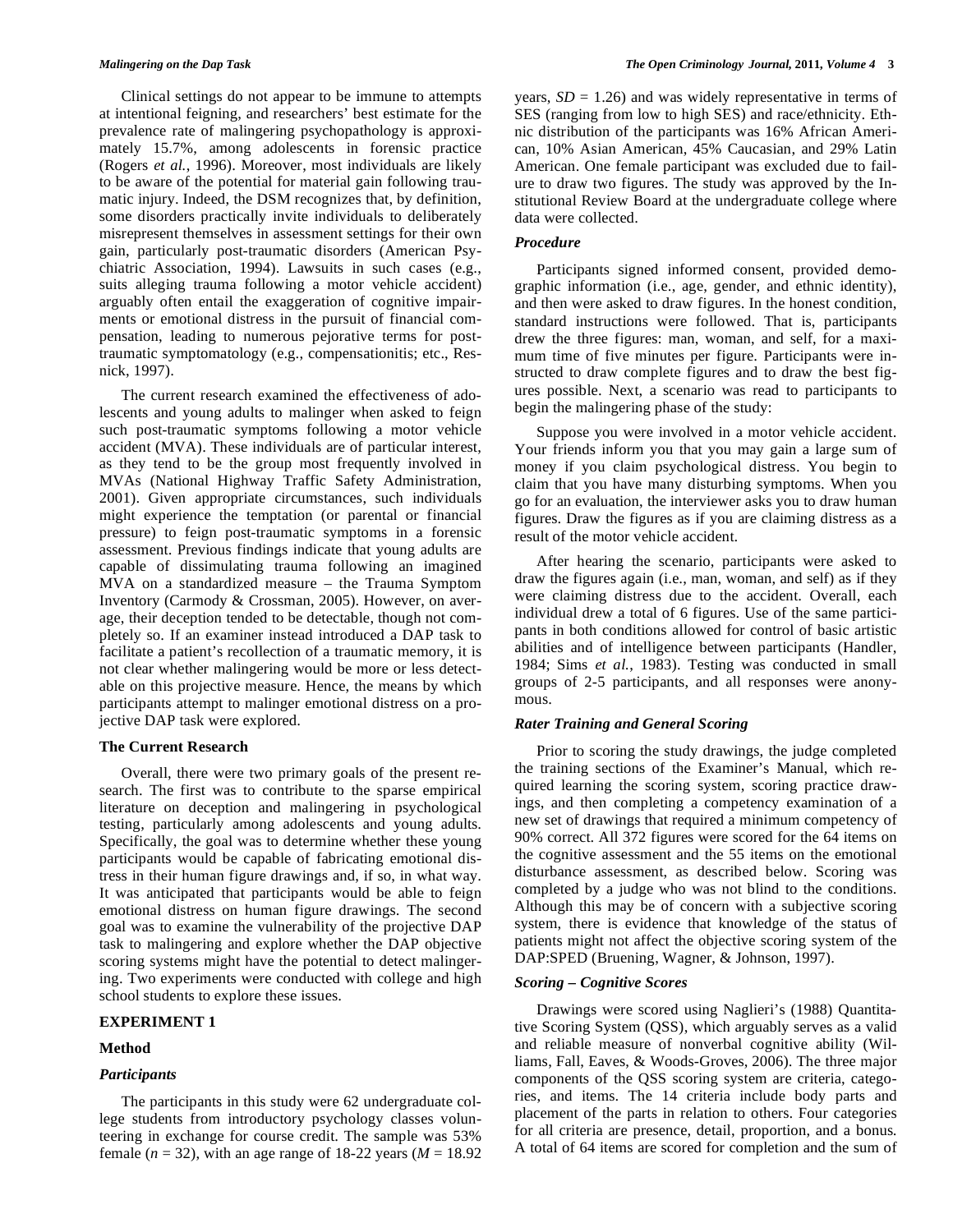Clinical settings do not appear to be immune to attempts at intentional feigning, and researchers' best estimate for the prevalence rate of malingering psychopathology is approximately 15.7%, among adolescents in forensic practice (Rogers *et al.*, 1996). Moreover, most individuals are likely to be aware of the potential for material gain following traumatic injury. Indeed, the DSM recognizes that, by definition, some disorders practically invite individuals to deliberately misrepresent themselves in assessment settings for their own gain, particularly post-traumatic disorders (American Psychiatric Association, 1994). Lawsuits in such cases (e.g., suits alleging trauma following a motor vehicle accident) arguably often entail the exaggeration of cognitive impairments or emotional distress in the pursuit of financial compensation, leading to numerous pejorative terms for post-traumatic symptomatology (e.g., compensationitis; etc., Resnick, 1997).

The current research examined the effectiveness of adolescents and young adults to malinger when asked to feign such post-traumatic symptoms following a motor vehicle accident (MVA). These individuals are of particular interest, as they tend to be the group most frequently involved in MVAs (National Highway Traffic Safety Administration, 2001). Given appropriate circumstances, such individuals might experience the temptation (or parental or financial pressure) to feign post-traumatic symptoms in a forensic assessment. Previous findings indicate that young adults are capable of dissimulating trauma following an imagined MVA on a standardized measure – the Trauma Symptom Inventory (Carmody & Crossman, 2005). However, on average, their deception tended to be detectable, though not completely so. If an examiner instead introduced a DAP task to facilitate a patient's recollection of a traumatic memory, it is not clear whether malingering would be more or less detectable on this projective measure. Hence, the means by which participants attempt to malinger emotional distress on a projective DAP task were explored.

## The Current Research

Overall, there were two primary goals of the present research. The first was to contribute to the sparse empirical literature on deception and malingering in psychological testing, particularly among adolescents and young adults. Specifically, the goal was to determine whether these young participants would be capable of fabricating emotional distress in their human figure drawings and, if so, in what way. It was anticipated that participants would be able to feign emotional distress on human figure drawings. The second goal was to examine the vulnerability of the projective DAP task to malingering and explore whether the DAP objective scoring systems might have the potential to detect malingering. Two experiments were conducted with college and high school students to explore these issues.

## EXPERIMENT 1

### Method

#### *Participants*

The participants in this study were 62 undergraduate college students from introductory psychology classes volunteering in exchange for course credit. The sample was 53% female ($n$ = 32), with an age range of 18-22 years ($M$ = 18.92 years, $SD$ = 1.26) and was widely representative in terms of SES (ranging from low to high SES) and race/ethnicity. Ethnic distribution of the participants was 16% African American, 10% Asian American, 45% Caucasian, and 29% Latin American. One female participant was excluded due to failure to draw two figures. The study was approved by the Institutional Review Board at the undergraduate college where data were collected.

#### *Procedure*

Participants signed informed consent, provided demographic information (i.e., age, gender, and ethnic identity), and then were asked to draw figures. In the honest condition, standard instructions were followed. That is, participants drew the three figures: man, woman, and self, for a maximum time of five minutes per figure. Participants were instructed to draw complete figures and to draw the best figures possible. Next, a scenario was read to participants to begin the malingering phase of the study:

Suppose you were involved in a motor vehicle accident. Your friends inform you that you may gain a large sum of money if you claim psychological distress. You begin to claim that you have many disturbing symptoms. When you go for an evaluation, the interviewer asks you to draw human figures. Draw the figures as if you are claiming distress as a result of the motor vehicle accident.

After hearing the scenario, participants were asked to draw the figures again (i.e., man, woman, and self) as if they were claiming distress due to the accident. Overall, each individual drew a total of 6 figures. Use of the same participants in both conditions allowed for control of basic artistic abilities and of intelligence between participants (Handler, 1984; Sims *et al.*, 1983). Testing was conducted in small groups of 2-5 participants, and all responses were anonymous.

#### *Rater Training and General Scoring*

Prior to scoring the study drawings, the judge completed the training sections of the Examiner's Manual, which required learning the scoring system, scoring practice drawings, and then completing a competency examination of a new set of drawings that required a minimum competency of 90% correct. All 372 figures were scored for the 64 items on the cognitive assessment and the 55 items on the emotional disturbance assessment, as described below. Scoring was completed by a judge who was not blind to the conditions. Although this may be of concern with a subjective scoring system, there is evidence that knowledge of the status of patients might not affect the objective scoring system of the DAP:SPED (Bruening, Wagner, & Johnson, 1997).

#### *Scoring – Cognitive Scores*

Drawings were scored using Naglieri's (1988) Quantitative Scoring System (QSS), which arguably serves as a valid and reliable measure of nonverbal cognitive ability (Williams, Fall, Eaves, & Woods-Groves, 2006). The three major components of the QSS scoring system are criteria, categories, and items. The 14 criteria include body parts and placement of the parts in relation to others. Four categories for all criteria are presence, detail, proportion, and a bonus. A total of 64 items are scored for completion and the sum of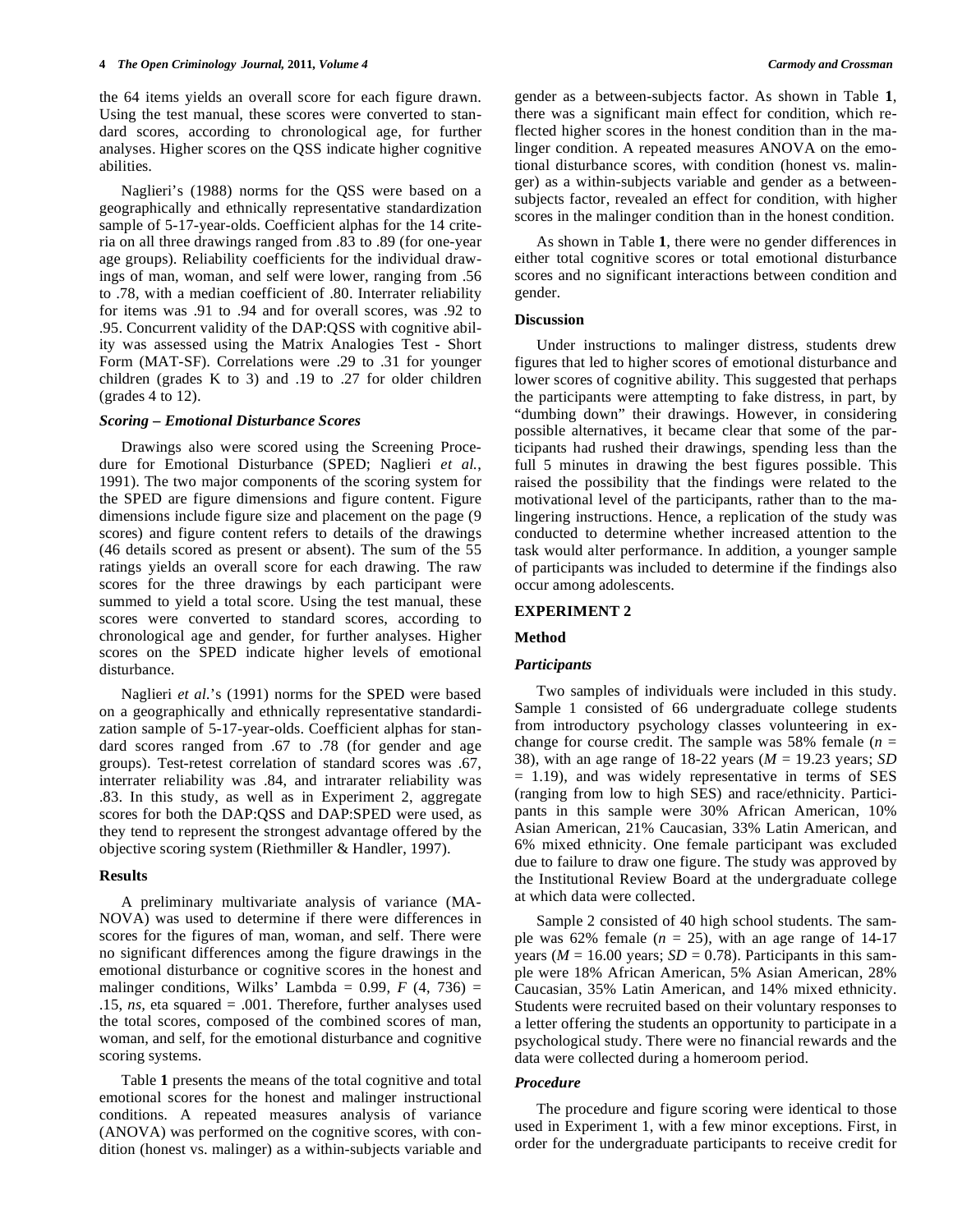the 64 items yields an overall score for each figure drawn. Using the test manual, these scores were converted to standard scores, according to chronological age, for further analyses. Higher scores on the QSS indicate higher cognitive abilities.

Naglieri's (1988) norms for the QSS were based on a geographically and ethnically representative standardization sample of 5-17-year-olds. Coefficient alphas for the 14 criteria on all three drawings ranged from .83 to .89 (for one-year age groups). Reliability coefficients for the individual drawings of man, woman, and self were lower, ranging from .56 to .78, with a median coefficient of .80. Interrater reliability for items was .91 to .94 and for overall scores, was .92 to .95. Concurrent validity of the DAP:QSS with cognitive ability was assessed using the Matrix Analogies Test - Short Form (MAT-SF). Correlations were .29 to .31 for younger children (grades K to 3) and .19 to .27 for older children (grades 4 to 12).

### *Scoring – Emotional Disturbance Scores*

Drawings also were scored using the Screening Procedure for Emotional Disturbance (SPED; Naglieri *et al.*, 1991). The two major components of the scoring system for the SPED are figure dimensions and figure content. Figure dimensions include figure size and placement on the page (9 scores) and figure content refers to details of the drawings (46 details scored as present or absent). The sum of the 55 ratings yields an overall score for each drawing. The raw scores for the three drawings by each participant were summed to yield a total score. Using the test manual, these scores were converted to standard scores, according to chronological age and gender, for further analyses. Higher scores on the SPED indicate higher levels of emotional disturbance.

Naglieri *et al.*'s (1991) norms for the SPED were based on a geographically and ethnically representative standardization sample of 5-17-year-olds. Coefficient alphas for standard scores ranged from .67 to .78 (for gender and age groups). Test-retest correlation of standard scores was .67, interrater reliability was .84, and intrarater reliability was .83. In this study, as well as in Experiment 2, aggregate scores for both the DAP:QSS and DAP:SPED were used, as they tend to represent the strongest advantage offered by the objective scoring system (Riethmiller & Handler, 1997).

### Results

A preliminary multivariate analysis of variance (MANOVA) was used to determine if there were differences in scores for the figures of man, woman, and self. There were no significant differences among the figure drawings in the emotional disturbance or cognitive scores in the honest and malinger conditions, Wilks' Lambda = 0.99, $F$ (4, 736) = .15, *ns*, eta squared = .001. Therefore, further analyses used the total scores, composed of the combined scores of man, woman, and self, for the emotional disturbance and cognitive scoring systems.

Table **1** presents the means of the total cognitive and total emotional scores for the honest and malinger instructional conditions. A repeated measures analysis of variance (ANOVA) was performed on the cognitive scores, with condition (honest vs. malinger) as a within-subjects variable and gender as a between-subjects factor. As shown in Table **1**, there was a significant main effect for condition, which reflected higher scores in the honest condition than in the malinger condition. A repeated measures ANOVA on the emotional disturbance scores, with condition (honest vs. malinger) as a within-subjects variable and gender as a between-subjects factor, revealed an effect for condition, with higher scores in the malinger condition than in the honest condition.

As shown in Table **1**, there were no gender differences in either total cognitive scores or total emotional disturbance scores and no significant interactions between condition and gender.

### Discussion

Under instructions to malinger distress, students drew figures that led to higher scores of emotional disturbance and lower scores of cognitive ability. This suggested that perhaps the participants were attempting to fake distress, in part, by "dumbing down" their drawings. However, in considering possible alternatives, it became clear that some of the participants had rushed their drawings, spending less than the full 5 minutes in drawing the best figures possible. This raised the possibility that the findings were related to the motivational level of the participants, rather than to the malingering instructions. Hence, a replication of the study was conducted to determine whether increased attention to the task would alter performance. In addition, a younger sample of participants was included to determine if the findings also occur among adolescents.

## EXPERIMENT 2

### Method

### *Participants*

Two samples of individuals were included in this study. Sample 1 consisted of 66 undergraduate college students from introductory psychology classes volunteering in exchange for course credit. The sample was 58% female ($n$ = 38), with an age range of 18-22 years ($M$ = 19.23 years; $SD$ = 1.19), and was widely representative in terms of SES (ranging from low to high SES) and race/ethnicity. Participants in this sample were 30% African American, 10% Asian American, 21% Caucasian, 33% Latin American, and 6% mixed ethnicity. One female participant was excluded due to failure to draw one figure. The study was approved by the Institutional Review Board at the undergraduate college at which data were collected.

Sample 2 consisted of 40 high school students. The sample was 62% female ($n$ = 25), with an age range of 14-17 years ($M$ = 16.00 years; $SD$ = 0.78). Participants in this sample were 18% African American, 5% Asian American, 28% Caucasian, 35% Latin American, and 14% mixed ethnicity. Students were recruited based on their voluntary responses to a letter offering the students an opportunity to participate in a psychological study. There were no financial rewards and the data were collected during a homeroom period.

### *Procedure*

The procedure and figure scoring were identical to those used in Experiment 1, with a few minor exceptions. First, in order for the undergraduate participants to receive credit for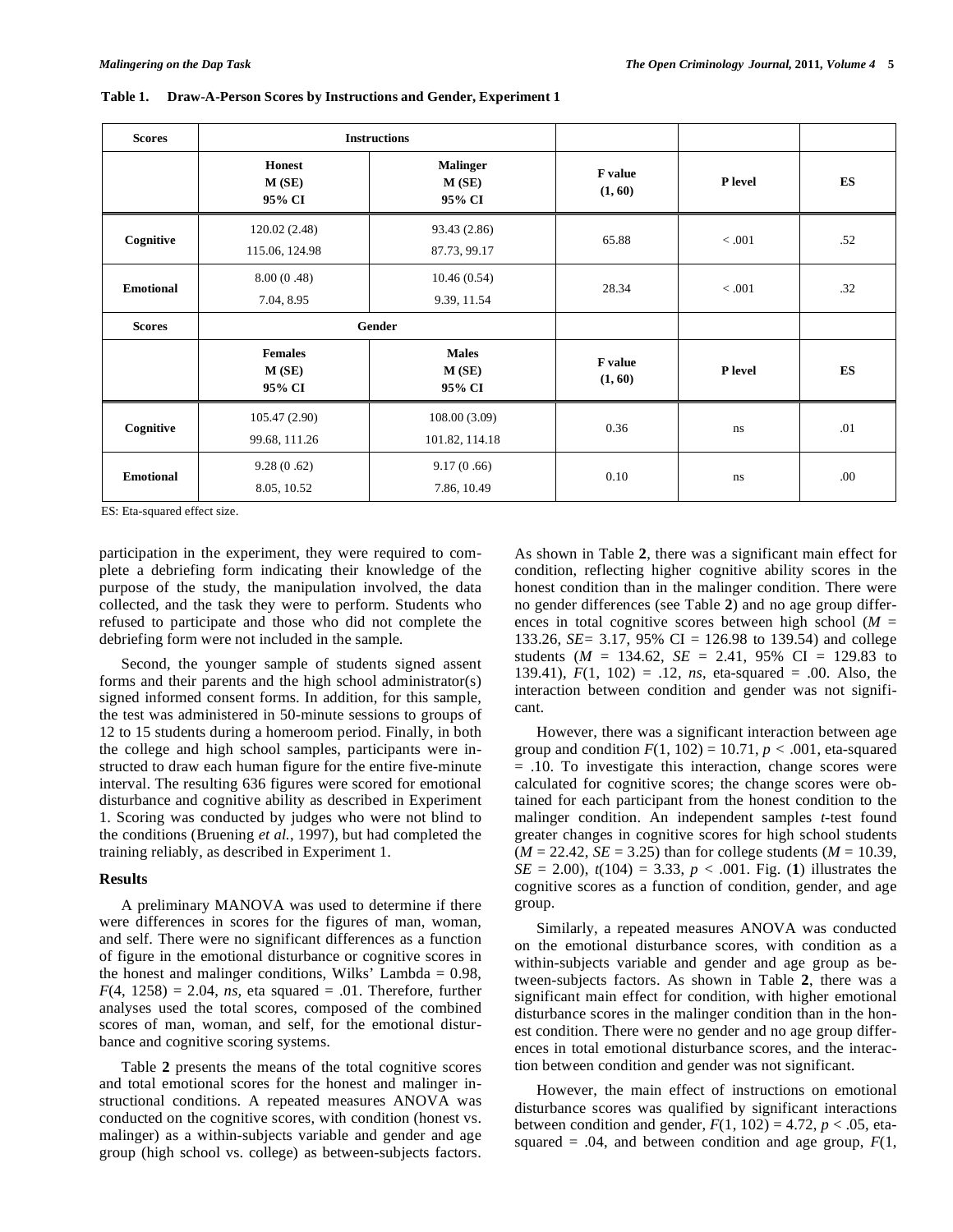**Table 1. Draw-A-Person Scores by Instructions and Gender, Experiment 1**

| Scores | Instructions | | | | |
|---|---|---|---|---|---|
| | Honest M (SE) 95% CI | Malinger M (SE) 95% CI | F value (1, 60) | P level | ES |
| Cognitive | 120.02 (2.48) 115.06, 124.98 | 93.43 (2.86) 87.73, 99.17 | 65.88 | < .001 | .52 |
| Emotional | 8.00 (0 .48) 7.04, 8.95 | 10.46 (0.54) 9.39, 11.54 | 28.34 | < .001 | .32 |
| **Scores** | **Gender** | | | | |
| | **Females M (SE) 95% CI** | **Males M (SE) 95% CI** | **F value (1, 60)** | **P level** | **ES** |
| Cognitive | 105.47 (2.90) 99.68, 111.26 | 108.00 (3.09) 101.82, 114.18 | 0.36 | ns | .01 |
| Emotional | 9.28 (0 .62) 8.05, 10.52 | 9.17 (0 .66) 7.86, 10.49 | 0.10 | ns | .00 |

ES: Eta-squared effect size.

participation in the experiment, they were required to complete a debriefing form indicating their knowledge of the purpose of the study, the manipulation involved, the data collected, and the task they were to perform. Students who refused to participate and those who did not complete the debriefing form were not included in the sample.

Second, the younger sample of students signed assent forms and their parents and the high school administrator(s) signed informed consent forms. In addition, for this sample, the test was administered in 50-minute sessions to groups of 12 to 15 students during a homeroom period. Finally, in both the college and high school samples, participants were instructed to draw each human figure for the entire five-minute interval. The resulting 636 figures were scored for emotional disturbance and cognitive ability as described in Experiment 1. Scoring was conducted by judges who were not blind to the conditions (Bruening *et al.*, 1997), but had completed the training reliably, as described in Experiment 1.

### Results

A preliminary MANOVA was used to determine if there were differences in scores for the figures of man, woman, and self. There were no significant differences as a function of figure in the emotional disturbance or cognitive scores in the honest and malinger conditions, Wilks' Lambda = 0.98, $F(4, 1258) = 2.04$, *ns*, eta squared = .01. Therefore, further analyses used the total scores, composed of the combined scores of man, woman, and self, for the emotional disturbance and cognitive scoring systems.

Table **2** presents the means of the total cognitive scores and total emotional scores for the honest and malinger instructional conditions. A repeated measures ANOVA was conducted on the cognitive scores, with condition (honest vs. malinger) as a within-subjects variable and gender and age group (high school vs. college) as between-subjects factors. As shown in Table **2**, there was a significant main effect for condition, reflecting higher cognitive ability scores in the honest condition than in the malinger condition. There were no gender differences (see Table **2**) and no age group differences in total cognitive scores between high school ($M$ = 133.26, $SE$= 3.17, 95% CI = 126.98 to 139.54) and college students ($M$ = 134.62, $SE$ = 2.41, 95% CI = 129.83 to 139.41), $F(1, 102) = .12$, *ns*, eta-squared = .00. Also, the interaction between condition and gender was not significant.

However, there was a significant interaction between age group and condition $F(1, 102) = 10.71$, $p < .001$, eta-squared = .10. To investigate this interaction, change scores were calculated for cognitive scores; the change scores were obtained for each participant from the honest condition to the malinger condition. An independent samples *t*-test found greater changes in cognitive scores for high school students ($M$ = 22.42, $SE$ = 3.25) than for college students ($M$ = 10.39, $SE$ = 2.00), $t(104) = 3.33$, $p < .001$. Fig. (**1**) illustrates the cognitive scores as a function of condition, gender, and age group.

Similarly, a repeated measures ANOVA was conducted on the emotional disturbance scores, with condition as a within-subjects variable and gender and age group as between-subjects factors. As shown in Table **2**, there was a significant main effect for condition, with higher emotional disturbance scores in the malinger condition than in the honest condition. There were no gender and no age group differences in total emotional disturbance scores, and the interaction between condition and gender was not significant.

However, the main effect of instructions on emotional disturbance scores was qualified by significant interactions between condition and gender, $F(1, 102) = 4.72$, $p < .05$, eta-squared = .04, and between condition and age group, $F$(1,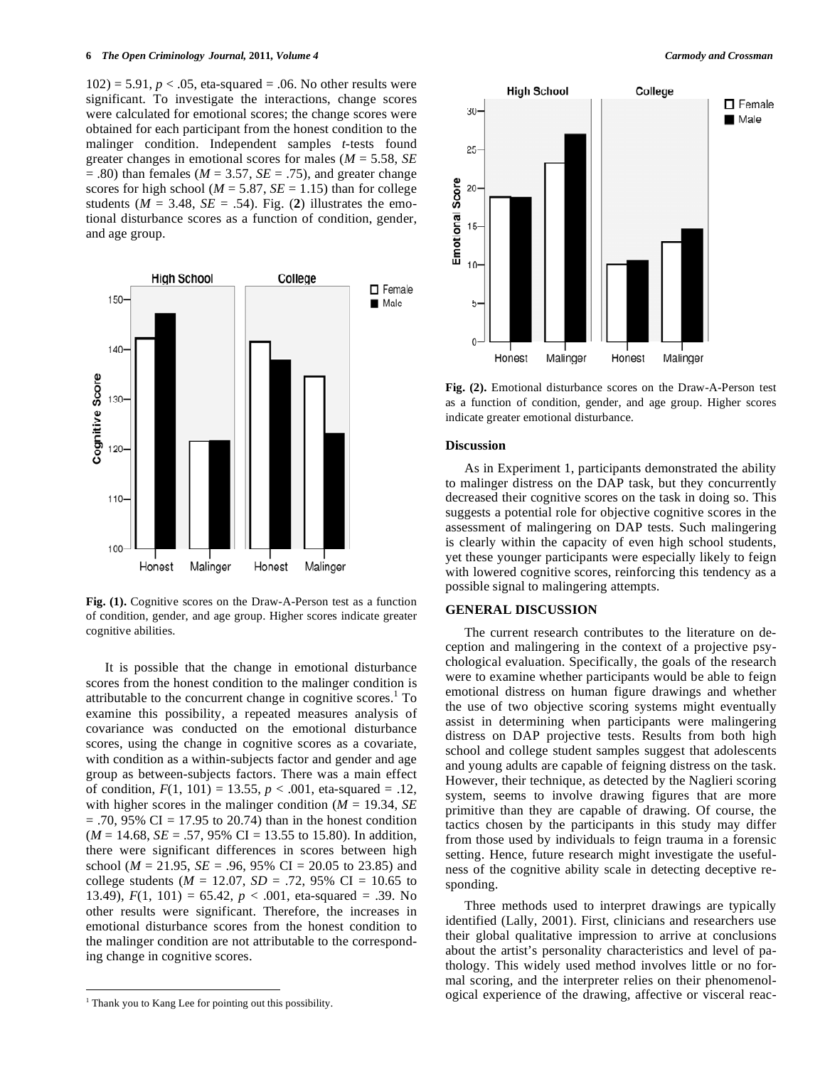102) = 5.91, $p < .05$, eta-squared = .06. No other results were significant. To investigate the interactions, change scores were calculated for emotional scores; the change scores were obtained for each participant from the honest condition to the malinger condition. Independent samples *t*-tests found greater changes in emotional scores for males ($M = 5.58$, $SE = .80$) than females ($M = 3.57$, $SE = .75$), and greater change scores for high school ($M = 5.87$, $SE = 1.15$) than for college students ($M = 3.48$, $SE = .54$). Fig. (**2**) illustrates the emotional disturbance scores as a function of condition, gender, and age group.

**Fig. (1).** Cognitive scores on the Draw-A-Person test as a function of condition, gender, and age group. Higher scores indicate greater cognitive abilities.

It is possible that the change in emotional disturbance scores from the honest condition to the malinger condition is attributable to the concurrent change in cognitive scores.[1] To examine this possibility, a repeated measures analysis of covariance was conducted on the emotional disturbance scores, using the change in cognitive scores as a covariate, with condition as a within-subjects factor and gender and age group as between-subjects factors. There was a main effect of condition, $F(1, 101) = 13.55$, $p < .001$, eta-squared = .12, with higher scores in the malinger condition ($M = 19.34$, $SE = .70$, 95% CI = 17.95 to 20.74) than in the honest condition ($M = 14.68$, $SE = .57$, 95% CI = 13.55 to 15.80). In addition, there were significant differences in scores between high school ($M = 21.95$, $SE = .96$, 95% CI = 20.05 to 23.85) and college students ($M = 12.07$, $SD = .72$, 95% CI = 10.65 to 13.49), $F(1, 101) = 65.42$, $p < .001$, eta-squared = .39. No other results were significant. Therefore, the increases in emotional disturbance scores from the honest condition to the malinger condition are not attributable to the corresponding change in cognitive scores.

[1] Thank you to Kang Lee for pointing out this possibility.

**Fig. (2).** Emotional disturbance scores on the Draw-A-Person test as a function of condition, gender, and age group. Higher scores indicate greater emotional disturbance.

### Discussion

As in Experiment 1, participants demonstrated the ability to malinger distress on the DAP task, but they concurrently decreased their cognitive scores on the task in doing so. This suggests a potential role for objective cognitive scores in the assessment of malingering on DAP tests. Such malingering is clearly within the capacity of even high school students, yet these younger participants were especially likely to feign with lowered cognitive scores, reinforcing this tendency as a possible signal to malingering attempts.

## GENERAL DISCUSSION

The current research contributes to the literature on deception and malingering in the context of a projective psychological evaluation. Specifically, the goals of the research were to examine whether participants would be able to feign emotional distress on human figure drawings and whether the use of two objective scoring systems might eventually assist in determining when participants were malingering distress on DAP projective tests. Results from both high school and college student samples suggest that adolescents and young adults are capable of feigning distress on the task. However, their technique, as detected by the Naglieri scoring system, seems to involve drawing figures that are more primitive than they are capable of drawing. Of course, the tactics chosen by the participants in this study may differ from those used by individuals to feign trauma in a forensic setting. Hence, future research might investigate the usefulness of the cognitive ability scale in detecting deceptive responding.

Three methods used to interpret drawings are typically identified (Lally, 2001). First, clinicians and researchers use their global qualitative impression to arrive at conclusions about the artist's personality characteristics and level of pathology. This widely used method involves little or no formal scoring, and the interpreter relies on their phenomenological experience of the drawing, affective or visceral reac-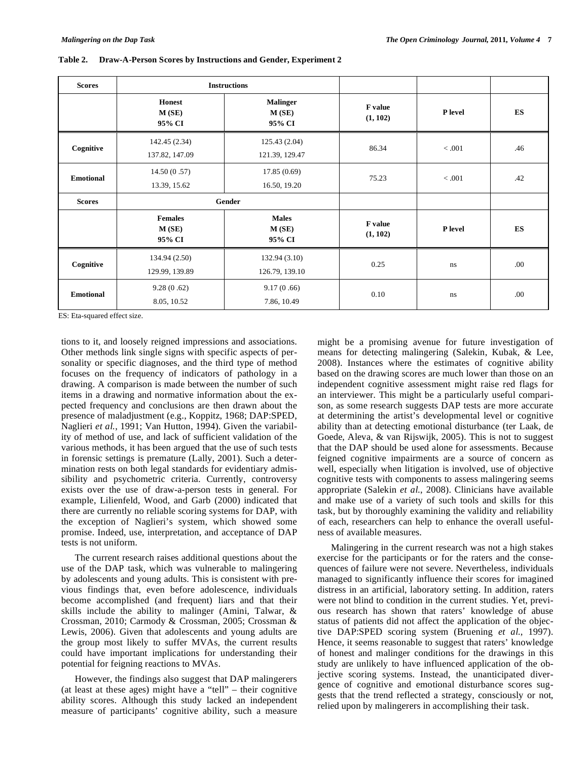**Table 2. Draw-A-Person Scores by Instructions and Gender, Experiment 2**

| Scores | Instructions | | | | |
|---|---|---|---|---|---|
| | Honest<br>M (SE)<br>95% CI | Malinger<br>M (SE)<br>95% CI | F value<br>(1, 102) | P level | ES |
| Cognitive | 142.45 (2.34)<br>137.82, 147.09 | 125.43 (2.04)<br>121.39, 129.47 | 86.34 | < .001 | .46 |
| Emotional | 14.50 (0 .57)<br>13.39, 15.62 | 17.85 (0.69)<br>16.50, 19.20 | 75.23 | < .001 | .42 |
| **Scores** | **Gender** | | | | |
| | Females<br>M (SE)<br>95% CI | Males<br>M (SE)<br>95% CI | F value<br>(1, 102) | P level | ES |
| Cognitive | 134.94 (2.50)<br>129.99, 139.89 | 132.94 (3.10)<br>126.79, 139.10 | 0.25 | ns | .00 |
| Emotional | 9.28 (0 .62)<br>8.05, 10.52 | 9.17 (0 .66)<br>7.86, 10.49 | 0.10 | ns | .00 |

ES: Eta-squared effect size.

tions to it, and loosely reigned impressions and associations. Other methods link single signs with specific aspects of personality or specific diagnoses, and the third type of method focuses on the frequency of indicators of pathology in a drawing. A comparison is made between the number of such items in a drawing and normative information about the expected frequency and conclusions are then drawn about the presence of maladjustment (e.g., Koppitz, 1968; DAP:SPED, Naglieri *et al.*, 1991; Van Hutton, 1994). Given the variability of method of use, and lack of sufficient validation of the various methods, it has been argued that the use of such tests in forensic settings is premature (Lally, 2001). Such a determination rests on both legal standards for evidentiary admissibility and psychometric criteria. Currently, controversy exists over the use of draw-a-person tests in general. For example, Lilienfeld, Wood, and Garb (2000) indicated that there are currently no reliable scoring systems for DAP, with the exception of Naglieri's system, which showed some promise. Indeed, use, interpretation, and acceptance of DAP tests is not uniform.

The current research raises additional questions about the use of the DAP task, which was vulnerable to malingering by adolescents and young adults. This is consistent with previous findings that, even before adolescence, individuals become accomplished (and frequent) liars and that their skills include the ability to malinger (Amini, Talwar, & Crossman, 2010; Carmody & Crossman, 2005; Crossman & Lewis, 2006). Given that adolescents and young adults are the group most likely to suffer MVAs, the current results could have important implications for understanding their potential for feigning reactions to MVAs.

However, the findings also suggest that DAP malingerers (at least at these ages) might have a "tell" – their cognitive ability scores. Although this study lacked an independent measure of participants' cognitive ability, such a measure might be a promising avenue for future investigation of means for detecting malingering (Salekin, Kubak, & Lee, 2008). Instances where the estimates of cognitive ability based on the drawing scores are much lower than those on an independent cognitive assessment might raise red flags for an interviewer. This might be a particularly useful comparison, as some research suggests DAP tests are more accurate at determining the artist's developmental level or cognitive ability than at detecting emotional disturbance (ter Laak, de Goede, Aleva, & van Rijswijk, 2005). This is not to suggest that the DAP should be used alone for assessments. Because feigned cognitive impairments are a source of concern as well, especially when litigation is involved, use of objective cognitive tests with components to assess malingering seems appropriate (Salekin *et al.*, 2008). Clinicians have available and make use of a variety of such tools and skills for this task, but by thoroughly examining the validity and reliability of each, researchers can help to enhance the overall usefulness of available measures.

Malingering in the current research was not a high stakes exercise for the participants or for the raters and the consequences of failure were not severe. Nevertheless, individuals managed to significantly influence their scores for imagined distress in an artificial, laboratory setting. In addition, raters were not blind to condition in the current studies. Yet, previous research has shown that raters' knowledge of abuse status of patients did not affect the application of the objective DAP:SPED scoring system (Bruening *et al.*, 1997). Hence, it seems reasonable to suggest that raters' knowledge of honest and malinger conditions for the drawings in this study are unlikely to have influenced application of the objective scoring systems. Instead, the unanticipated divergence of cognitive and emotional disturbance scores suggests that the trend reflected a strategy, consciously or not, relied upon by malingerers in accomplishing their task.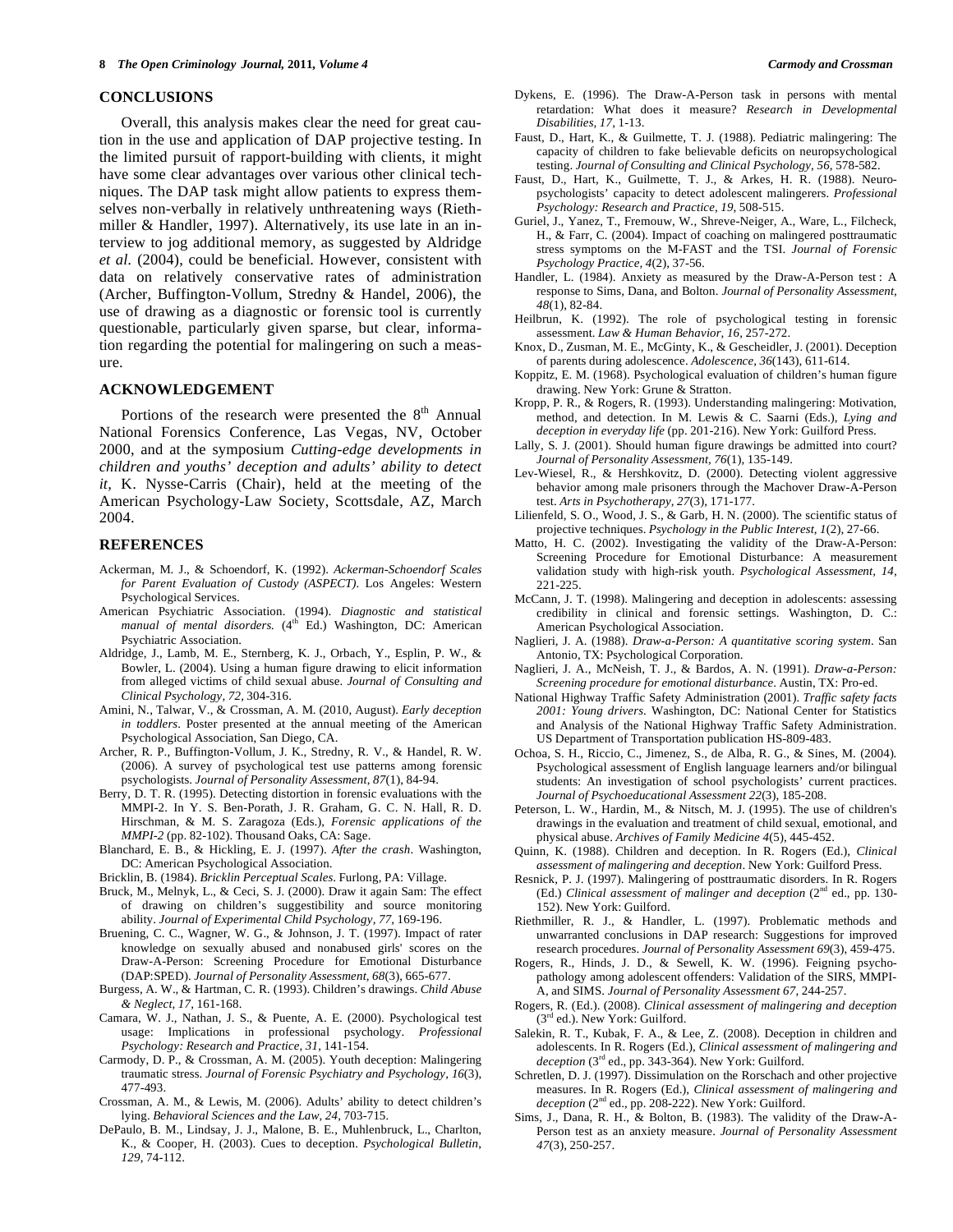## CONCLUSIONS

Overall, this analysis makes clear the need for great caution in the use and application of DAP projective testing. In the limited pursuit of rapport-building with clients, it might have some clear advantages over various other clinical techniques. The DAP task might allow patients to express themselves non-verbally in relatively unthreatening ways (Riethmiller & Handler, 1997). Alternatively, its use late in an interview to jog additional memory, as suggested by Aldridge *et al.* (2004), could be beneficial. However, consistent with data on relatively conservative rates of administration (Archer, Buffington-Vollum, Stredny & Handel, 2006), the use of drawing as a diagnostic or forensic tool is currently questionable, particularly given sparse, but clear, information regarding the potential for malingering on such a measure.

## ACKNOWLEDGEMENT

Portions of the research were presented the 8th Annual National Forensics Conference, Las Vegas, NV, October 2000, and at the symposium *Cutting-edge developments in children and youths' deception and adults' ability to detect it*, K. Nysse-Carris (Chair), held at the meeting of the American Psychology-Law Society, Scottsdale, AZ, March 2004.

## REFERENCES

Ackerman, M. J., & Schoendorf, K. (1992). *Ackerman-Schoendorf Scales for Parent Evaluation of Custody (ASPECT)*. Los Angeles: Western Psychological Services.

American Psychiatric Association. (1994). *Diagnostic and statistical manual of mental disorders*. (4th Ed.) Washington, DC: American Psychiatric Association.

Aldridge, J., Lamb, M. E., Sternberg, K. J., Orbach, Y., Esplin, P. W., & Bowler, L. (2004). Using a human figure drawing to elicit information from alleged victims of child sexual abuse. *Journal of Consulting and Clinical Psychology, 72*, 304-316.

Amini, N., Talwar, V., & Crossman, A. M. (2010, August). *Early deception in toddlers*. Poster presented at the annual meeting of the American Psychological Association, San Diego, CA.

Archer, R. P., Buffington-Vollum, J. K., Stredny, R. V., & Handel, R. W. (2006). A survey of psychological test use patterns among forensic psychologists. *Journal of Personality Assessment, 87*(1), 84-94.

Berry, D. T. R. (1995). Detecting distortion in forensic evaluations with the MMPI-2. In Y. S. Ben-Porath, J. R. Graham, G. C. N. Hall, R. D. Hirschman, & M. S. Zaragoza (Eds.), *Forensic applications of the MMPI-2* (pp. 82-102). Thousand Oaks, CA: Sage.

Blanchard, E. B., & Hickling, E. J. (1997). *After the crash*. Washington, DC: American Psychological Association.

Bricklin, B. (1984). *Bricklin Perceptual Scales*. Furlong, PA: Village.

Bruck, M., Melnyk, L., & Ceci, S. J. (2000). Draw it again Sam: The effect of drawing on children's suggestibility and source monitoring ability. *Journal of Experimental Child Psychology, 77*, 169-196.

Bruening, C. C., Wagner, W. G., & Johnson, J. T. (1997). Impact of rater knowledge on sexually abused and nonabused girls' scores on the Draw-A-Person: Screening Procedure for Emotional Disturbance (DAP:SPED). *Journal of Personality Assessment, 68*(3), 665-677.

Burgess, A. W., & Hartman, C. R. (1993). Children's drawings. *Child Abuse & Neglect, 17*, 161-168.

Camara, W. J., Nathan, J. S., & Puente, A. E. (2000). Psychological test usage: Implications in professional psychology. *Professional Psychology: Research and Practice, 31*, 141-154.

Carmody, D. P., & Crossman, A. M. (2005). Youth deception: Malingering traumatic stress. *Journal of Forensic Psychiatry and Psychology, 16*(3), 477-493.

Crossman, A. M., & Lewis, M. (2006). Adults' ability to detect children's lying. *Behavioral Sciences and the Law, 24*, 703-715.

DePaulo, B. M., Lindsay, J. J., Malone, B. E., Muhlenbruck, L., Charlton, K., & Cooper, H. (2003). Cues to deception. *Psychological Bulletin, 129*, 74-112.

Dykens, E. (1996). The Draw-A-Person task in persons with mental retardation: What does it measure? *Research in Developmental Disabilities, 17*, 1-13.

Faust, D., Hart, K., & Guilmette, T. J. (1988). Pediatric malingering: The capacity of children to fake believable deficits on neuropsychological testing. *Journal of Consulting and Clinical Psychology, 56*, 578-582.

Faust, D., Hart, K., Guilmette, T. J., & Arkes, H. R. (1988). Neuropsychologists' capacity to detect adolescent malingerers. *Professional Psychology: Research and Practice, 19*, 508-515.

Guriel, J., Yanez, T., Fremouw, W., Shreve-Neiger, A., Ware, L., Filcheck, H., & Farr, C. (2004). Impact of coaching on malingered posttraumatic stress symptoms on the M-FAST and the TSI. *Journal of Forensic Psychology Practice, 4*(2), 37-56.

Handler, L. (1984). Anxiety as measured by the Draw-A-Person test : A response to Sims, Dana, and Bolton. *Journal of Personality Assessment, 48*(1), 82-84.

Heilbrun, K. (1992). The role of psychological testing in forensic assessment. *Law & Human Behavior, 16*, 257-272.

Knox, D., Zusman, M. E., McGinty, K., & Gescheidler, J. (2001). Deception of parents during adolescence. *Adolescence, 36*(143), 611-614.

Koppitz, E. M. (1968). Psychological evaluation of children's human figure drawing. New York: Grune & Stratton.

Kropp, P. R., & Rogers, R. (1993). Understanding malingering: Motivation, method, and detection. In M. Lewis & C. Saarni (Eds.), *Lying and deception in everyday life* (pp. 201-216). New York: Guilford Press.

Lally, S. J. (2001). Should human figure drawings be admitted into court? *Journal of Personality Assessment, 76*(1), 135-149.

Lev-Wiesel, R., & Hershkovitz, D. (2000). Detecting violent aggressive behavior among male prisoners through the Machover Draw-A-Person test. *Arts in Psychotherapy, 27*(3), 171-177.

Lilienfeld, S. O., Wood, J. S., & Garb, H. N. (2000). The scientific status of projective techniques. *Psychology in the Public Interest, 1*(2), 27-66.

Matto, H. C. (2002). Investigating the validity of the Draw-A-Person: Screening Procedure for Emotional Disturbance: A measurement validation study with high-risk youth. *Psychological Assessment, 14*, 221-225.

McCann, J. T. (1998). Malingering and deception in adolescents: assessing credibility in clinical and forensic settings. Washington, D. C.: American Psychological Association.

Naglieri, J. A. (1988). *Draw-a-Person: A quantitative scoring system*. San Antonio, TX: Psychological Corporation.

Naglieri, J. A., McNeish, T. J., & Bardos, A. N. (1991). *Draw-a-Person: Screening procedure for emotional disturbance*. Austin, TX: Pro-ed.

National Highway Traffic Safety Administration (2001). *Traffic safety facts 2001: Young drivers*. Washington, DC: National Center for Statistics and Analysis of the National Highway Traffic Safety Administration. US Department of Transportation publication HS-809-483.

Ochoa, S. H., Riccio, C., Jimenez, S., de Alba, R. G., & Sines, M. (2004). Psychological assessment of English language learners and/or bilingual students: An investigation of school psychologists' current practices. *Journal of Psychoeducational Assessment 22*(3), 185-208.

Peterson, L. W., Hardin, M., & Nitsch, M. J. (1995). The use of children's drawings in the evaluation and treatment of child sexual, emotional, and physical abuse. *Archives of Family Medicine 4*(5), 445-452.

Quinn, K. (1988). Children and deception. In R. Rogers (Ed.), *Clinical assessment of malingering and deception*. New York: Guilford Press.

Resnick, P. J. (1997). Malingering of posttraumatic disorders. In R. Rogers (Ed.) *Clinical assessment of malinger and deception* (2nd ed., pp. 130-152). New York: Guilford.

Riethmiller, R. J., & Handler, L. (1997). Problematic methods and unwarranted conclusions in DAP research: Suggestions for improved research procedures. *Journal of Personality Assessment 69*(3), 459-475.

Rogers, R., Hinds, J. D., & Sewell, K. W. (1996). Feigning psychopathology among adolescent offenders: Validation of the SIRS, MMPI-A, and SIMS. *Journal of Personality Assessment 67*, 244-257.

Rogers, R. (Ed.). (2008). *Clinical assessment of malingering and deception* (3rd ed.). New York: Guilford.

Salekin, R. T., Kubak, F. A., & Lee, Z. (2008). Deception in children and adolescents. In R. Rogers (Ed.), *Clinical assessment of malingering and deception* (3rd ed., pp. 343-364). New York: Guilford.

Schretlen, D. J. (1997). Dissimulation on the Rorschach and other projective measures. In R. Rogers (Ed.), *Clinical assessment of malingering and deception* (2nd ed., pp. 208-222). New York: Guilford.

Sims, J., Dana, R. H., & Bolton, B. (1983). The validity of the Draw-A-Person test as an anxiety measure. *Journal of Personality Assessment 47*(3), 250-257.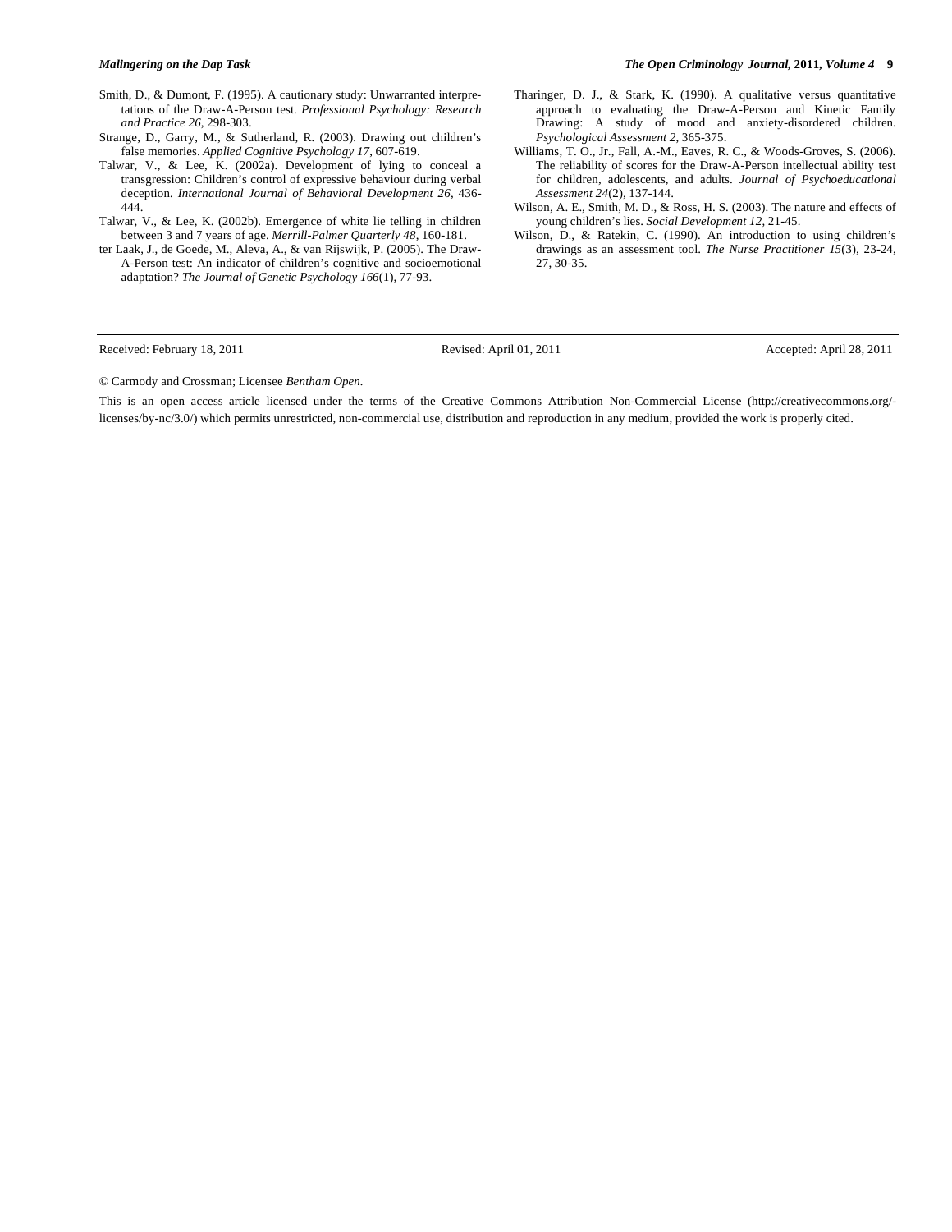Smith, D., & Dumont, F. (1995). A cautionary study: Unwarranted interpretations of the Draw-A-Person test. *Professional Psychology: Research and Practice 26,* 298-303.

Strange, D., Garry, M., & Sutherland, R. (2003). Drawing out children's false memories. *Applied Cognitive Psychology 17,* 607-619.

Talwar, V., & Lee, K. (2002a). Development of lying to conceal a transgression: Children's control of expressive behaviour during verbal deception. *International Journal of Behavioral Development 26,* 436-444.

Talwar, V., & Lee, K. (2002b). Emergence of white lie telling in children between 3 and 7 years of age. *Merrill-Palmer Quarterly 48,* 160-181.

ter Laak, J., de Goede, M., Aleva, A., & van Rijswijk, P. (2005). The Draw-A-Person test: An indicator of children's cognitive and socioemotional adaptation? *The Journal of Genetic Psychology 166*(1), 77-93.

Tharinger, D. J., & Stark, K. (1990). A qualitative versus quantitative approach to evaluating the Draw-A-Person and Kinetic Family Drawing: A study of mood and anxiety-disordered children. *Psychological Assessment 2,* 365-375.

Williams, T. O., Jr., Fall, A.-M., Eaves, R. C., & Woods-Groves, S. (2006). The reliability of scores for the Draw-A-Person intellectual ability test for children, adolescents, and adults. *Journal of Psychoeducational Assessment 24*(2), 137-144.

Wilson, A. E., Smith, M. D., & Ross, H. S. (2003). The nature and effects of young children's lies. *Social Development 12,* 21-45.

Wilson, D., & Ratekin, C. (1990). An introduction to using children's drawings as an assessment tool. *The Nurse Practitioner 15*(3), 23-24, 27, 30-35.

---

Received: February 18, 2011 Revised: April 01, 2011 Accepted: April 28, 2011

© Carmody and Crossman; Licensee *Bentham Open.*

This is an open access article licensed under the terms of the Creative Commons Attribution Non-Commercial License (http://creativecommons.org/-licenses/by-nc/3.0/) which permits unrestricted, non-commercial use, distribution and reproduction in any medium, provided the work is properly cited.